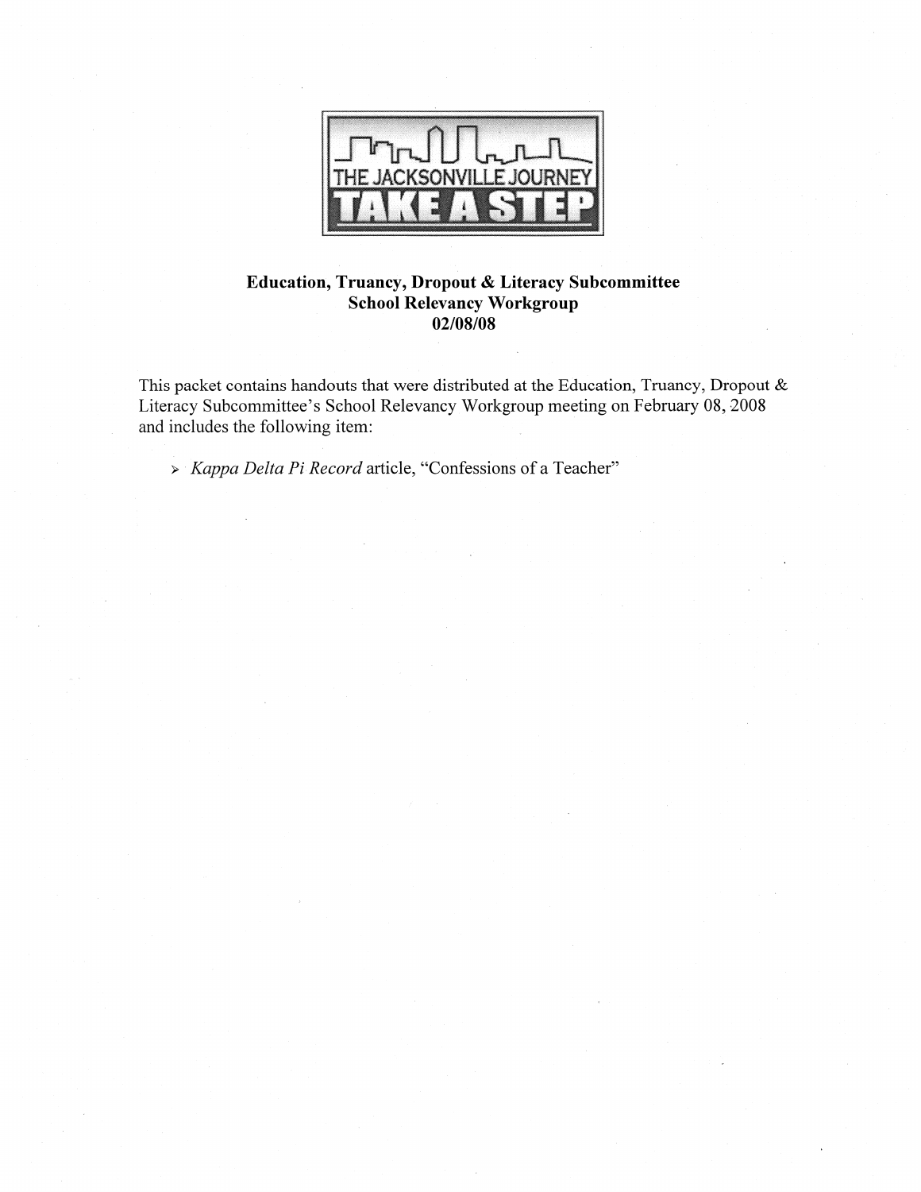THE JACKSONVILLE JOURNEY

TAKE A STEP

**Education, Truancy, Dropout & Literacy Subcommittee**
**School Relevancy Workgroup**
**02/08/08**

This packet contains handouts that were distributed at the Education, Truancy, Dropout & Literacy Subcommittee's School Relevancy Workgroup meeting on February 08, 2008 and includes the following item:

- *Kappa Delta Pi Record* article, "Confessions of a Teacher"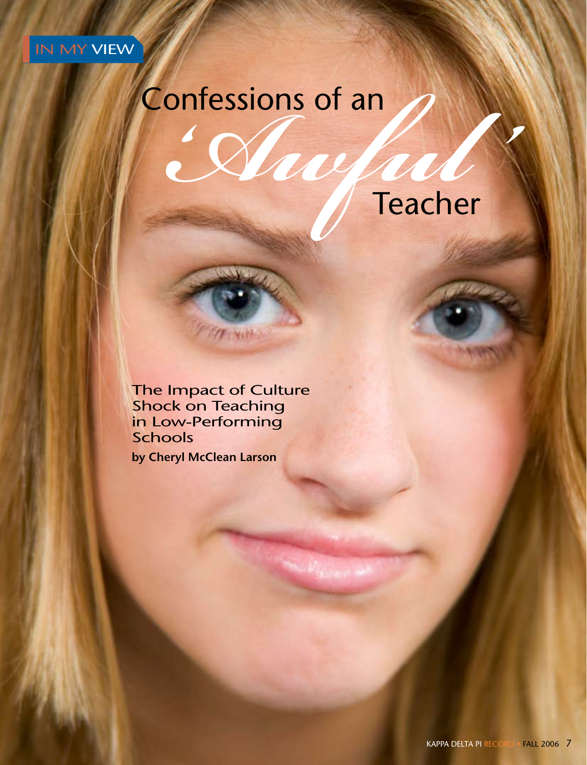IN MY VIEW

# Confessions of an *'Awful'* Teacher

## The Impact of Culture Shock on Teaching in Low-Performing Schools

**by Cheryl McClean Larson**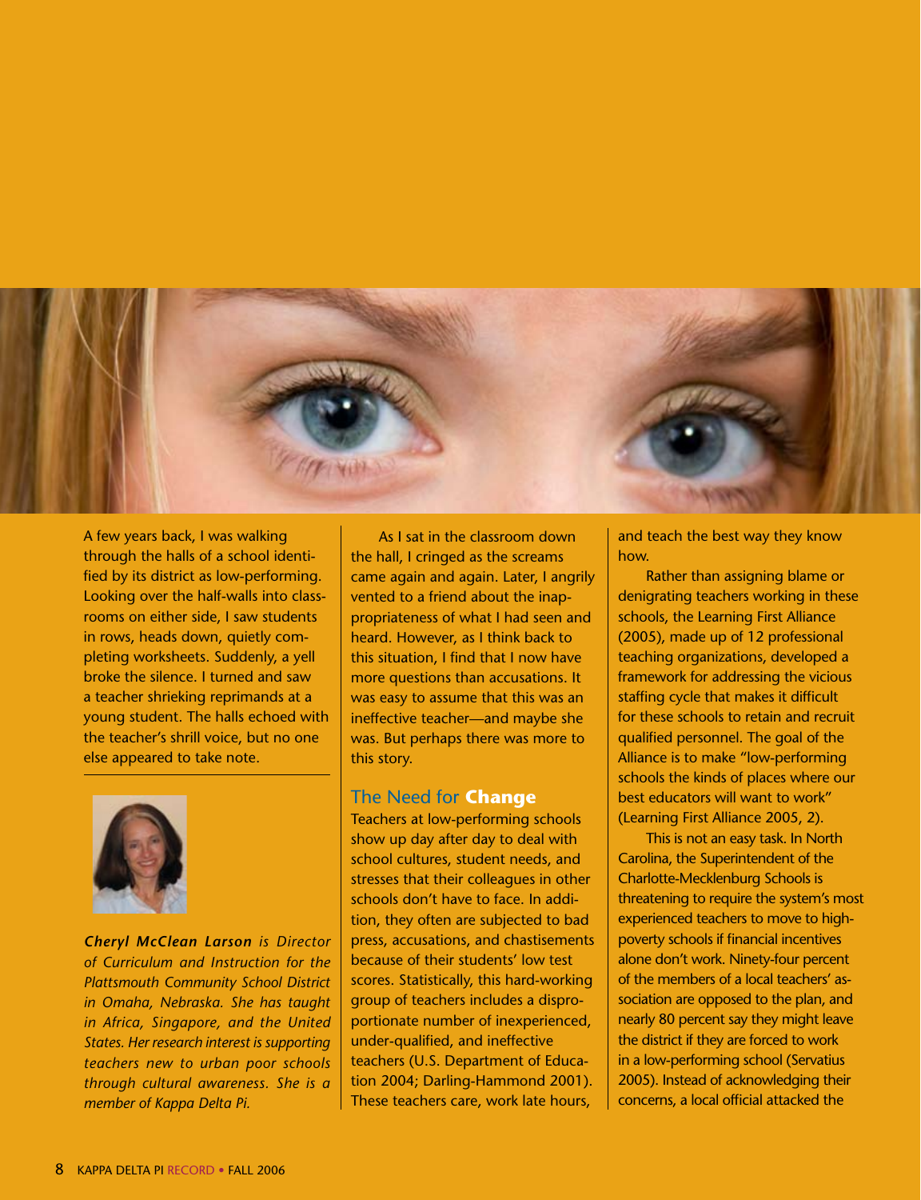A few years back, I was walking through the halls of a school identified by its district as low-performing. Looking over the half-walls into classrooms on either side, I saw students in rows, heads down, quietly completing worksheets. Suddenly, a yell broke the silence. I turned and saw a teacher shrieking reprimands at a young student. The halls echoed with the teacher's shrill voice, but no one else appeared to take note.

*Cheryl McClean Larson is Director of Curriculum and Instruction for the Plattsmouth Community School District in Omaha, Nebraska. She has taught in Africa, Singapore, and the United States. Her research interest is supporting teachers new to urban poor schools through cultural awareness. She is a member of Kappa Delta Pi.*

As I sat in the classroom down the hall, I cringed as the screams came again and again. Later, I angrily vented to a friend about the inappropriateness of what I had seen and heard. However, as I think back to this situation, I find that I now have more questions than accusations. It was easy to assume that this was an ineffective teacher—and maybe she was. But perhaps there was more to this story.

## The Need for **Change**

Teachers at low-performing schools show up day after day to deal with school cultures, student needs, and stresses that their colleagues in other schools don't have to face. In addition, they often are subjected to bad press, accusations, and chastisements because of their students' low test scores. Statistically, this hard-working group of teachers includes a disproportionate number of inexperienced, under-qualified, and ineffective teachers (U.S. Department of Education 2004; Darling-Hammond 2001). These teachers care, work late hours, and teach the best way they know how.

Rather than assigning blame or denigrating teachers working in these schools, the Learning First Alliance (2005), made up of 12 professional teaching organizations, developed a framework for addressing the vicious staffing cycle that makes it difficult for these schools to retain and recruit qualified personnel. The goal of the Alliance is to make "low-performing schools the kinds of places where our best educators will want to work" (Learning First Alliance 2005, 2).

This is not an easy task. In North Carolina, the Superintendent of the Charlotte-Mecklenburg Schools is threatening to require the system's most experienced teachers to move to high-poverty schools if financial incentives alone don't work. Ninety-four percent of the members of a local teachers' association are opposed to the plan, and nearly 80 percent say they might leave the district if they are forced to work in a low-performing school (Servatius 2005). Instead of acknowledging their concerns, a local official attacked the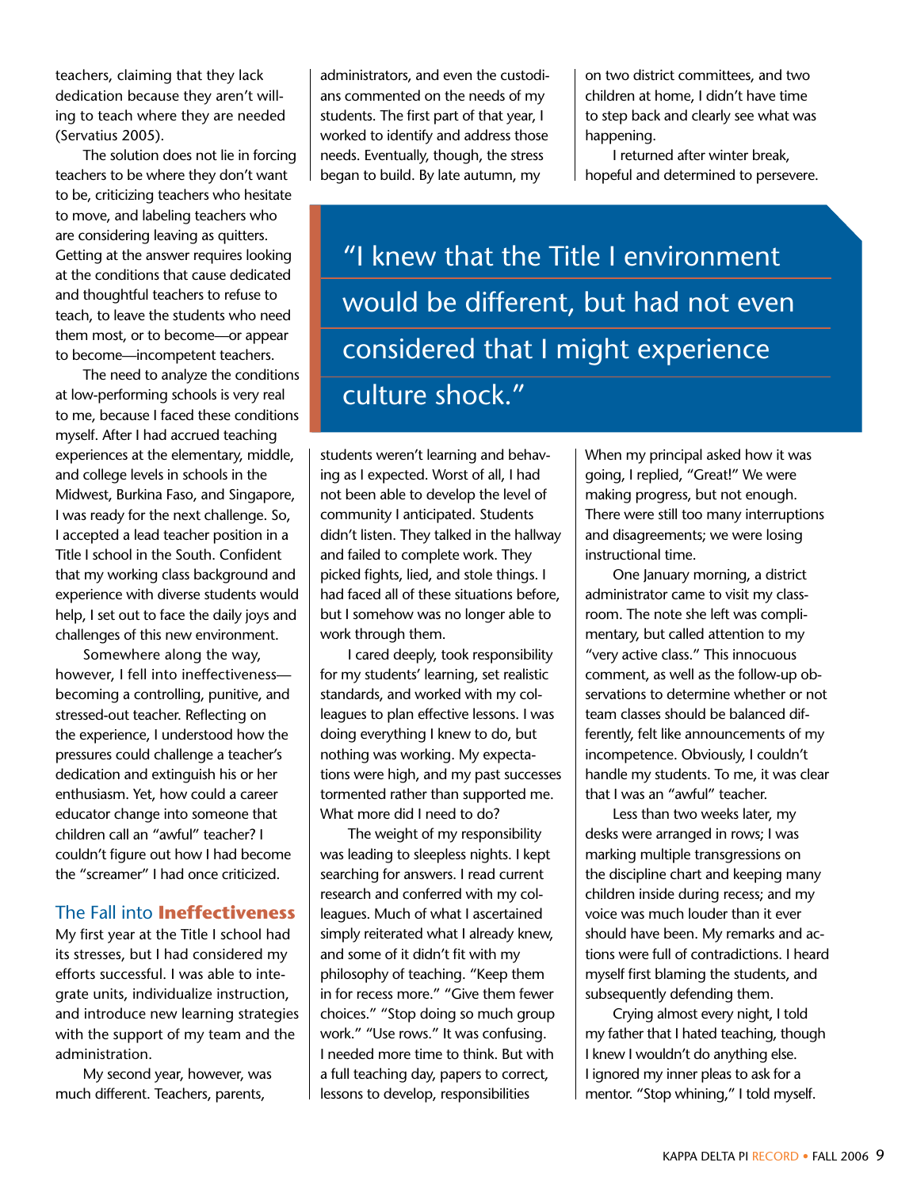teachers, claiming that they lack dedication because they aren't willing to teach where they are needed (Servatius 2005).

The solution does not lie in forcing teachers to be where they don't want to be, criticizing teachers who hesitate to move, and labeling teachers who are considering leaving as quitters. Getting at the answer requires looking at the conditions that cause dedicated and thoughtful teachers to refuse to teach, to leave the students who need them most, or to become—or appear to become—incompetent teachers.

The need to analyze the conditions at low-performing schools is very real to me, because I faced these conditions myself. After I had accrued teaching experiences at the elementary, middle, and college levels in schools in the Midwest, Burkina Faso, and Singapore, I was ready for the next challenge. So, I accepted a lead teacher position in a Title I school in the South. Confident that my working class background and experience with diverse students would help, I set out to face the daily joys and challenges of this new environment.

Somewhere along the way, however, I fell into ineffectiveness—becoming a controlling, punitive, and stressed-out teacher. Reflecting on the experience, I understood how the pressures could challenge a teacher's dedication and extinguish his or her enthusiasm. Yet, how could a career educator change into someone that children call an "awful" teacher? I couldn't figure out how I had become the "screamer" I had once criticized.

## The Fall into **Ineffectiveness**

My first year at the Title I school had its stresses, but I had considered my efforts successful. I was able to integrate units, individualize instruction, and introduce new learning strategies with the support of my team and the administration.

My second year, however, was much different. Teachers, parents, administrators, and even the custodians commented on the needs of my students. The first part of that year, I worked to identify and address those needs. Eventually, though, the stress began to build. By late autumn, my students weren't learning and behaving as I expected. Worst of all, I had not been able to develop the level of community I anticipated. Students didn't listen. They talked in the hallway and failed to complete work. They picked fights, lied, and stole things. I had faced all of these situations before, but I somehow was no longer able to work through them.

> "I knew that the Title I environment would be different, but had not even considered that I might experience culture shock."

I cared deeply, took responsibility for my students' learning, set realistic standards, and worked with my colleagues to plan effective lessons. I was doing everything I knew to do, but nothing was working. My expectations were high, and my past successes tormented rather than supported me. What more did I need to do?

The weight of my responsibility was leading to sleepless nights. I kept searching for answers. I read current research and conferred with my colleagues. Much of what I ascertained simply reiterated what I already knew, and some of it didn't fit with my philosophy of teaching. "Keep them in for recess more." "Give them fewer choices." "Stop doing so much group work." "Use rows." It was confusing. I needed more time to think. But with a full teaching day, papers to correct, lessons to develop, responsibilities on two district committees, and two children at home, I didn't have time to step back and clearly see what was happening.

I returned after winter break, hopeful and determined to persevere. When my principal asked how it was going, I replied, "Great!" We were making progress, but not enough. There were still too many interruptions and disagreements; we were losing instructional time.

One January morning, a district administrator came to visit my classroom. The note she left was complimentary, but called attention to my "very active class." This innocuous comment, as well as the follow-up observations to determine whether or not team classes should be balanced differently, felt like announcements of my incompetence. Obviously, I couldn't handle my students. To me, it was clear that I was an "awful" teacher.

Less than two weeks later, my desks were arranged in rows; I was marking multiple transgressions on the discipline chart and keeping many children inside during recess; and my voice was much louder than it ever should have been. My remarks and actions were full of contradictions. I heard myself first blaming the students, and subsequently defending them.

Crying almost every night, I told my father that I hated teaching, though I knew I wouldn't do anything else. I ignored my inner pleas to ask for a mentor. "Stop whining," I told myself.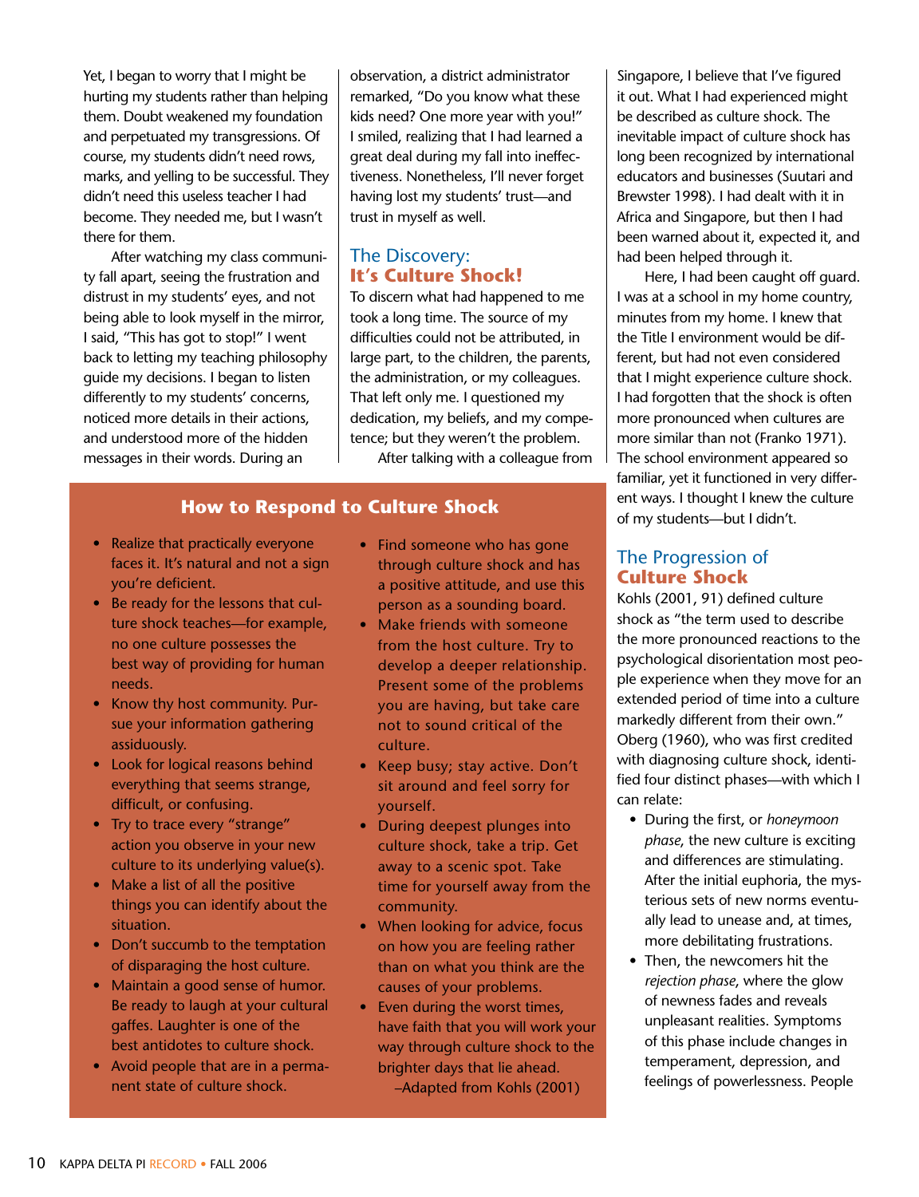Yet, I began to worry that I might be hurting my students rather than helping them. Doubt weakened my foundation and perpetuated my transgressions. Of course, my students didn't need rows, marks, and yelling to be successful. They didn't need this useless teacher I had become. They needed me, but I wasn't there for them.

After watching my class community fall apart, seeing the frustration and distrust in my students' eyes, and not being able to look myself in the mirror, I said, "This has got to stop!" I went back to letting my teaching philosophy guide my decisions. I began to listen differently to my students' concerns, noticed more details in their actions, and understood more of the hidden messages in their words. During an observation, a district administrator remarked, "Do you know what these kids need? One more year with you!" I smiled, realizing that I had learned a great deal during my fall into ineffectiveness. Nonetheless, I'll never forget having lost my students' trust—and trust in myself as well.

## The Discovery: **It's Culture Shock!**

To discern what had happened to me took a long time. The source of my difficulties could not be attributed, in large part, to the children, the parents, the administration, or my colleagues. That left only me. I questioned my dedication, my beliefs, and my competence; but they weren't the problem.

After talking with a colleague from Singapore, I believe that I've figured it out. What I had experienced might be described as culture shock. The inevitable impact of culture shock has long been recognized by international educators and businesses (Suutari and Brewster 1998). I had dealt with it in Africa and Singapore, but then I had been warned about it, expected it, and had been helped through it.

Here, I had been caught off guard. I was at a school in my home country, minutes from my home. I knew that the Title I environment would be different, but had not even considered that I might experience culture shock. I had forgotten that the shock is often more pronounced when cultures are more similar than not (Franko 1971). The school environment appeared so familiar, yet it functioned in very different ways. I thought I knew the culture of my students—but I didn't.

### How to Respond to Culture Shock

- Realize that practically everyone faces it. It's natural and not a sign you're deficient.
- Be ready for the lessons that culture shock teaches—for example, no one culture possesses the best way of providing for human needs.
- Know thy host community. Pursue your information gathering assiduously.
- Look for logical reasons behind everything that seems strange, difficult, or confusing.
- Try to trace every "strange" action you observe in your new culture to its underlying value(s).
- Make a list of all the positive things you can identify about the situation.
- Don't succumb to the temptation of disparaging the host culture.
- Maintain a good sense of humor. Be ready to laugh at your cultural gaffes. Laughter is one of the best antidotes to culture shock.
- Avoid people that are in a permanent state of culture shock.
- Find someone who has gone through culture shock and has a positive attitude, and use this person as a sounding board.
- Make friends with someone from the host culture. Try to develop a deeper relationship. Present some of the problems you are having, but take care not to sound critical of the culture.
- Keep busy; stay active. Don't sit around and feel sorry for yourself.
- During deepest plunges into culture shock, take a trip. Get away to a scenic spot. Take time for yourself away from the community.
- When looking for advice, focus on how you are feeling rather than on what you think are the causes of your problems.
- Even during the worst times, have faith that you will work your way through culture shock to the brighter days that lie ahead.

–Adapted from Kohls (2001)

## The Progression of **Culture Shock**

Kohls (2001, 91) defined culture shock as "the term used to describe the more pronounced reactions to the psychological disorientation most people experience when they move for an extended period of time into a culture markedly different from their own." Oberg (1960), who was first credited with diagnosing culture shock, identified four distinct phases—with which I can relate:

- During the first, or *honeymoon phase*, the new culture is exciting and differences are stimulating. After the initial euphoria, the mysterious sets of new norms eventually lead to unease and, at times, more debilitating frustrations.
- Then, the newcomers hit the *rejection phase*, where the glow of newness fades and reveals unpleasant realities. Symptoms of this phase include changes in temperament, depression, and feelings of powerlessness. People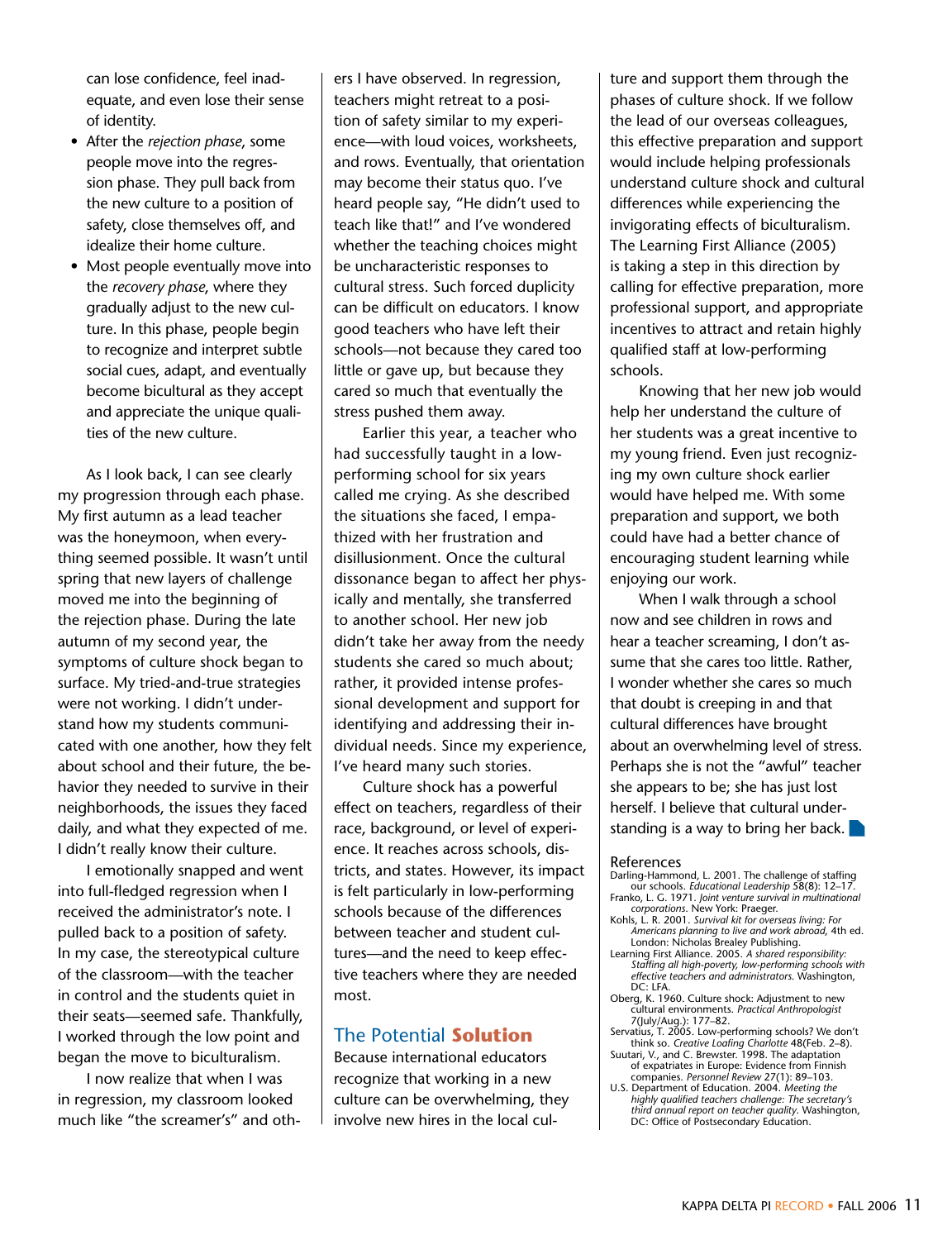can lose confidence, feel inadequate, and even lose their sense of identity.

- After the *rejection phase*, some people move into the regression phase. They pull back from the new culture to a position of safety, close themselves off, and idealize their home culture.
- Most people eventually move into the *recovery phase*, where they gradually adjust to the new culture. In this phase, people begin to recognize and interpret subtle social cues, adapt, and eventually become bicultural as they accept and appreciate the unique qualities of the new culture.

As I look back, I can see clearly my progression through each phase. My first autumn as a lead teacher was the honeymoon, when everything seemed possible. It wasn't until spring that new layers of challenge moved me into the beginning of the rejection phase. During the late autumn of my second year, the symptoms of culture shock began to surface. My tried-and-true strategies were not working. I didn't understand how my students communicated with one another, how they felt about school and their future, the behavior they needed to survive in their neighborhoods, the issues they faced daily, and what they expected of me. I didn't really know their culture.

I emotionally snapped and went into full-fledged regression when I received the administrator's note. I pulled back to a position of safety. In my case, the stereotypical culture of the classroom—with the teacher in control and the students quiet in their seats—seemed safe. Thankfully, I worked through the low point and began the move to biculturalism.

I now realize that when I was in regression, my classroom looked much like "the screamer's" and others I have observed. In regression, teachers might retreat to a position of safety similar to my experience—with loud voices, worksheets, and rows. Eventually, that orientation may become their status quo. I've heard people say, "He didn't used to teach like that!" and I've wondered whether the teaching choices might be uncharacteristic responses to cultural stress. Such forced duplicity can be difficult on educators. I know good teachers who have left their schools—not because they cared too little or gave up, but because they cared so much that eventually the stress pushed them away.

Earlier this year, a teacher who had successfully taught in a low-performing school for six years called me crying. As she described the situations she faced, I empathized with her frustration and disillusionment. Once the cultural dissonance began to affect her physically and mentally, she transferred to another school. Her new job didn't take her away from the needy students she cared so much about; rather, it provided intense professional development and support for identifying and addressing their individual needs. Since my experience, I've heard many such stories.

Culture shock has a powerful effect on teachers, regardless of their race, background, or level of experience. It reaches across schools, districts, and states. However, its impact is felt particularly in low-performing schools because of the differences between teacher and student cultures—and the need to keep effective teachers where they are needed most.

## The Potential **Solution**

Because international educators recognize that working in a new culture can be overwhelming, they involve new hires in the local culture and support them through the phases of culture shock. If we follow the lead of our overseas colleagues, this effective preparation and support would include helping professionals understand culture shock and cultural differences while experiencing the invigorating effects of biculturalism. The Learning First Alliance (2005) is taking a step in this direction by calling for effective preparation, more professional support, and appropriate incentives to attract and retain highly qualified staff at low-performing schools.

Knowing that her new job would help her understand the culture of her students was a great incentive to my young friend. Even just recognizing my own culture shock earlier would have helped me. With some preparation and support, we both could have had a better chance of encouraging student learning while enjoying our work.

When I walk through a school now and see children in rows and hear a teacher screaming, I don't assume that she cares too little. Rather, I wonder whether she cares so much that doubt is creeping in and that cultural differences have brought about an overwhelming level of stress. Perhaps she is not the "awful" teacher she appears to be; she has just lost herself. I believe that cultural understanding is a way to bring her back.

### References

Darling-Hammond, L. 2001. The challenge of staffing our schools. *Educational Leadership* 58(8): 12–17.

Franko, L. G. 1971. *Joint venture survival in multinational corporations.* New York: Praeger.

Kohls, L. R. 2001. *Survival kit for overseas living: For Americans planning to live and work abroad*, 4th ed. London: Nicholas Brealey Publishing.

Learning First Alliance. 2005. *A shared responsibility: Staffing all high-poverty, low-performing schools with effective teachers and administrators.* Washington, DC: LFA.

Oberg, K. 1960. Culture shock: Adjustment to new cultural environments. *Practical Anthropologist* 7(July/Aug.): 177–82.

Servatius, T. 2005. Low-performing schools? We don't think so. *Creative Loafing Charlotte* 48(Feb. 2–8).

Suutari, V., and C. Brewster. 1998. The adaptation of expatriates in Europe: Evidence from Finnish companies. *Personnel Review* 27(1): 89–103.

U.S. Department of Education. 2004. *Meeting the highly qualified teachers challenge: The secretary's third annual report on teacher quality.* Washington, DC: Office of Postsecondary Education.